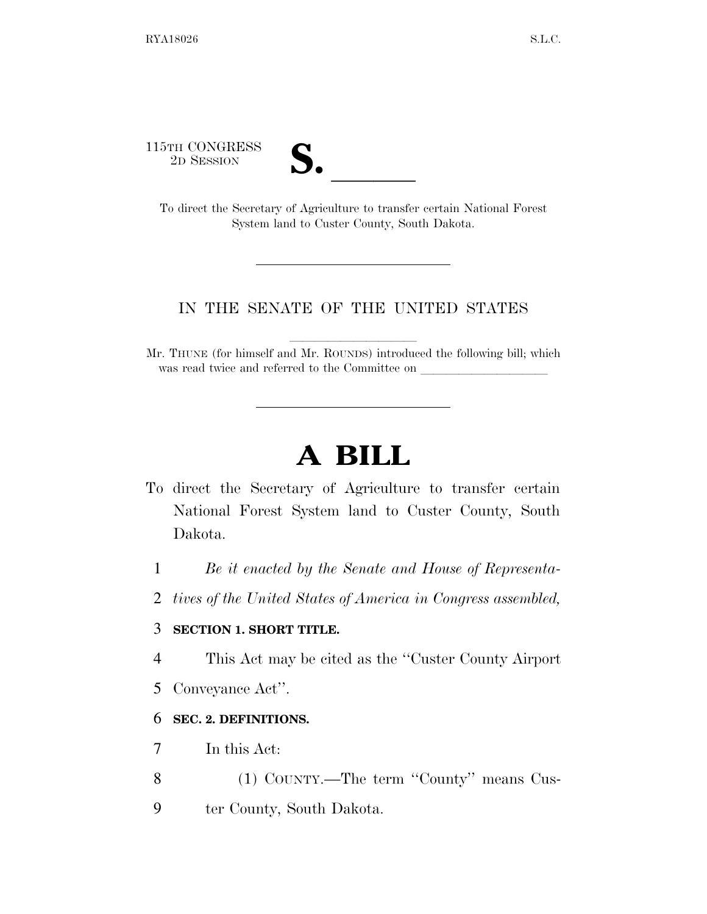115TH CONGRESS
2D SESSION

# S. \_\_\_\_\_\_

To direct the Secretary of Agriculture to transfer certain National Forest System land to Custer County, South Dakota.

---

IN THE SENATE OF THE UNITED STATES

Mr. THUNE (for himself and Mr. ROUNDS) introduced the following bill; which was read twice and referred to the Committee on \_\_\_\_\_\_\_\_\_\_\_\_\_\_\_\_\_\_\_\_

---

# A BILL

To direct the Secretary of Agriculture to transfer certain National Forest System land to Custer County, South Dakota.

1 *Be it enacted by the Senate and House of Representa-*
2 *tives of the United States of America in Congress assembled,*

3 **SECTION 1. SHORT TITLE.**

4 This Act may be cited as the "Custer County Airport
5 Conveyance Act".

6 **SEC. 2. DEFINITIONS.**

7 In this Act:

8 (1) COUNTY.—The term "County" means Cus-
9 ter County, South Dakota.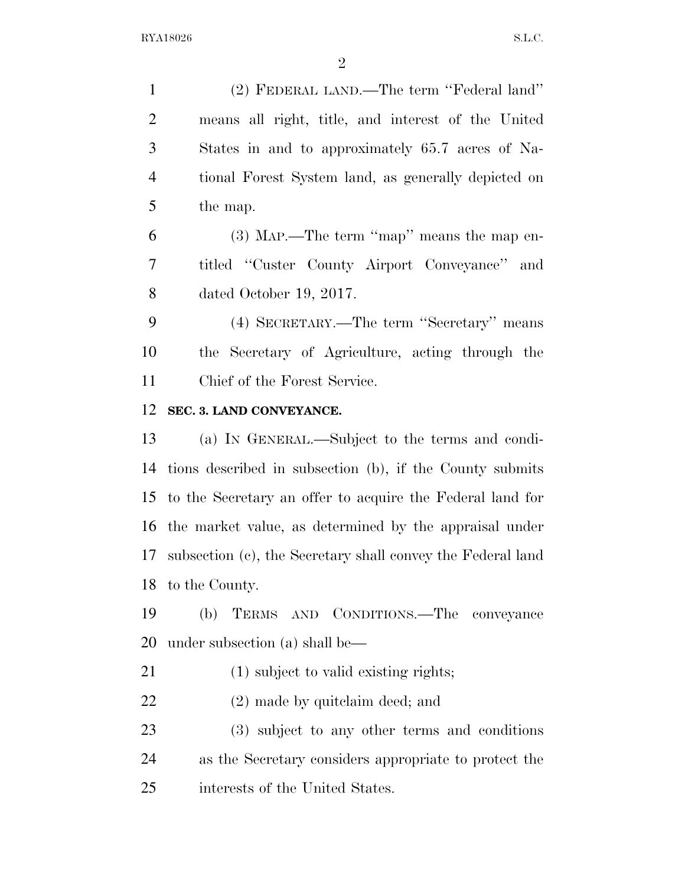(2) FEDERAL LAND.—The term "Federal land" means all right, title, and interest of the United States in and to approximately 65.7 acres of National Forest System land, as generally depicted on the map.

(3) MAP.—The term "map" means the map entitled "Custer County Airport Conveyance" and dated October 19, 2017.

(4) SECRETARY.—The term "Secretary" means the Secretary of Agriculture, acting through the Chief of the Forest Service.

**SEC. 3. LAND CONVEYANCE.**

(a) IN GENERAL.—Subject to the terms and conditions described in subsection (b), if the County submits to the Secretary an offer to acquire the Federal land for the market value, as determined by the appraisal under subsection (c), the Secretary shall convey the Federal land to the County.

(b) TERMS AND CONDITIONS.—The conveyance under subsection (a) shall be—

(1) subject to valid existing rights;

(2) made by quitclaim deed; and

(3) subject to any other terms and conditions as the Secretary considers appropriate to protect the interests of the United States.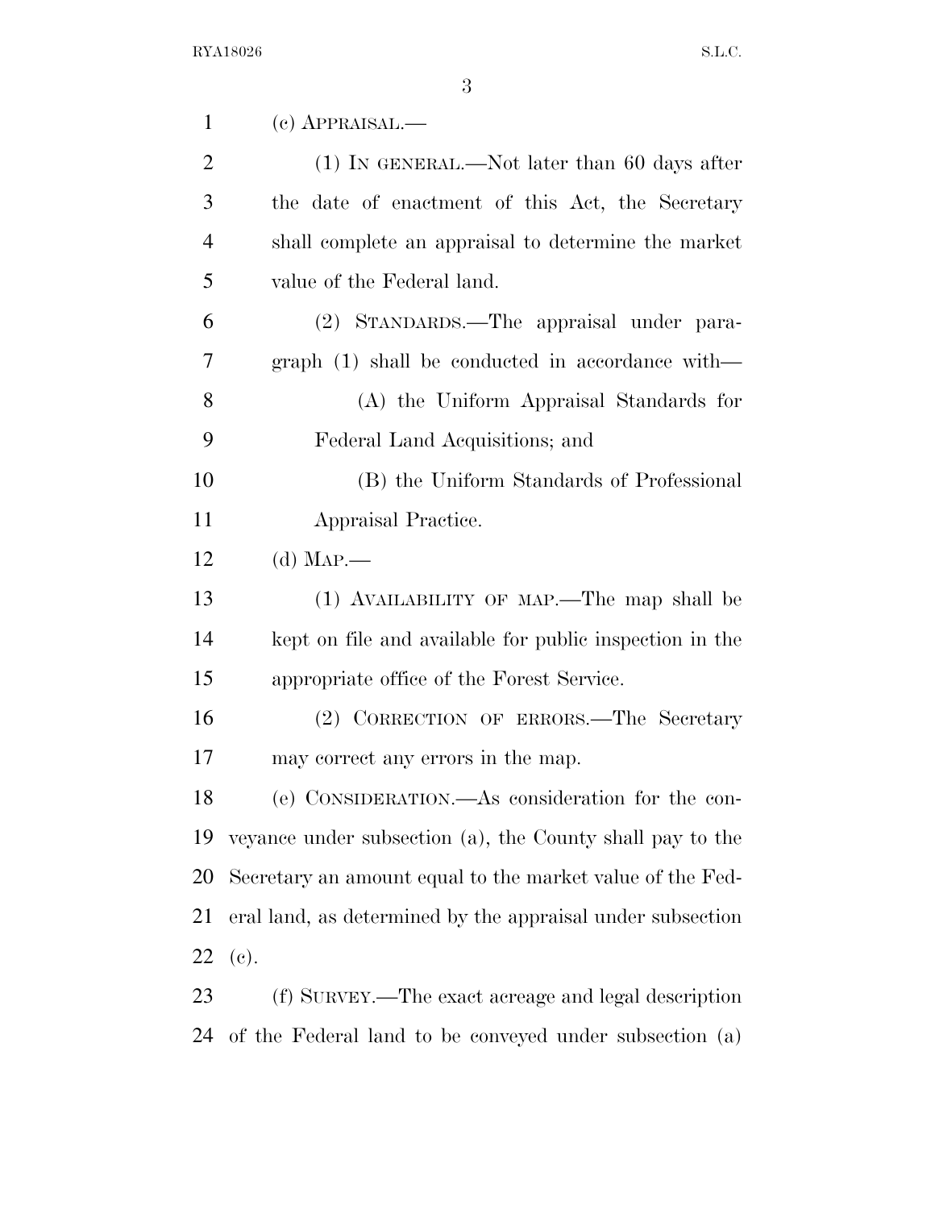(c) APPRAISAL.—

(1) IN GENERAL.—Not later than 60 days after the date of enactment of this Act, the Secretary shall complete an appraisal to determine the market value of the Federal land.

(2) STANDARDS.—The appraisal under paragraph (1) shall be conducted in accordance with—

(A) the Uniform Appraisal Standards for Federal Land Acquisitions; and

(B) the Uniform Standards of Professional Appraisal Practice.

(d) MAP.—

(1) AVAILABILITY OF MAP.—The map shall be kept on file and available for public inspection in the appropriate office of the Forest Service.

(2) CORRECTION OF ERRORS.—The Secretary may correct any errors in the map.

(e) CONSIDERATION.—As consideration for the conveyance under subsection (a), the County shall pay to the Secretary an amount equal to the market value of the Federal land, as determined by the appraisal under subsection (c).

(f) SURVEY.—The exact acreage and legal description of the Federal land to be conveyed under subsection (a)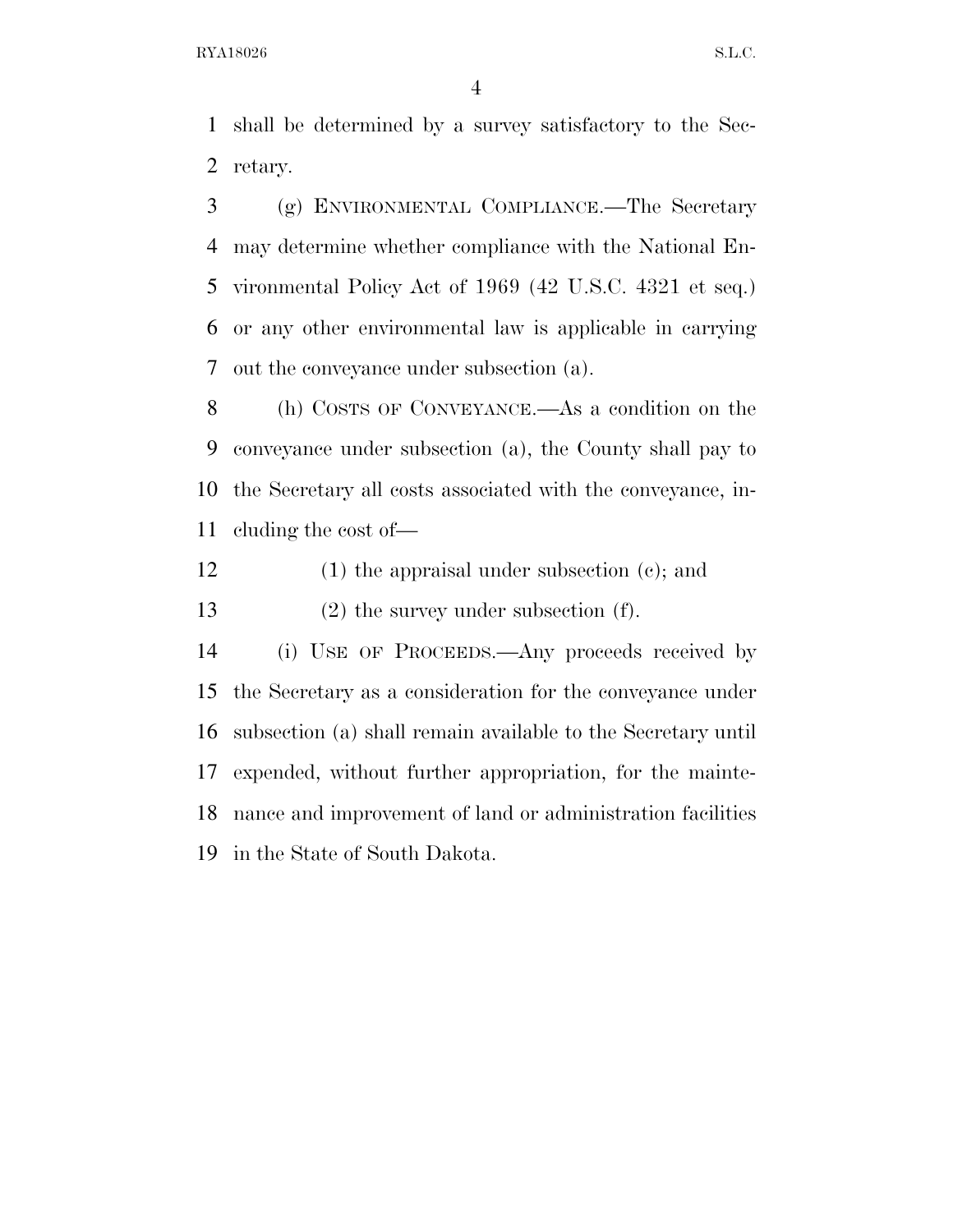shall be determined by a survey satisfactory to the Secretary.

(g) ENVIRONMENTAL COMPLIANCE.—The Secretary may determine whether compliance with the National Environmental Policy Act of 1969 (42 U.S.C. 4321 et seq.) or any other environmental law is applicable in carrying out the conveyance under subsection (a).

(h) COSTS OF CONVEYANCE.—As a condition on the conveyance under subsection (a), the County shall pay to the Secretary all costs associated with the conveyance, including the cost of—

(1) the appraisal under subsection (c); and

(2) the survey under subsection (f).

(i) USE OF PROCEEDS.—Any proceeds received by the Secretary as a consideration for the conveyance under subsection (a) shall remain available to the Secretary until expended, without further appropriation, for the maintenance and improvement of land or administration facilities in the State of South Dakota.